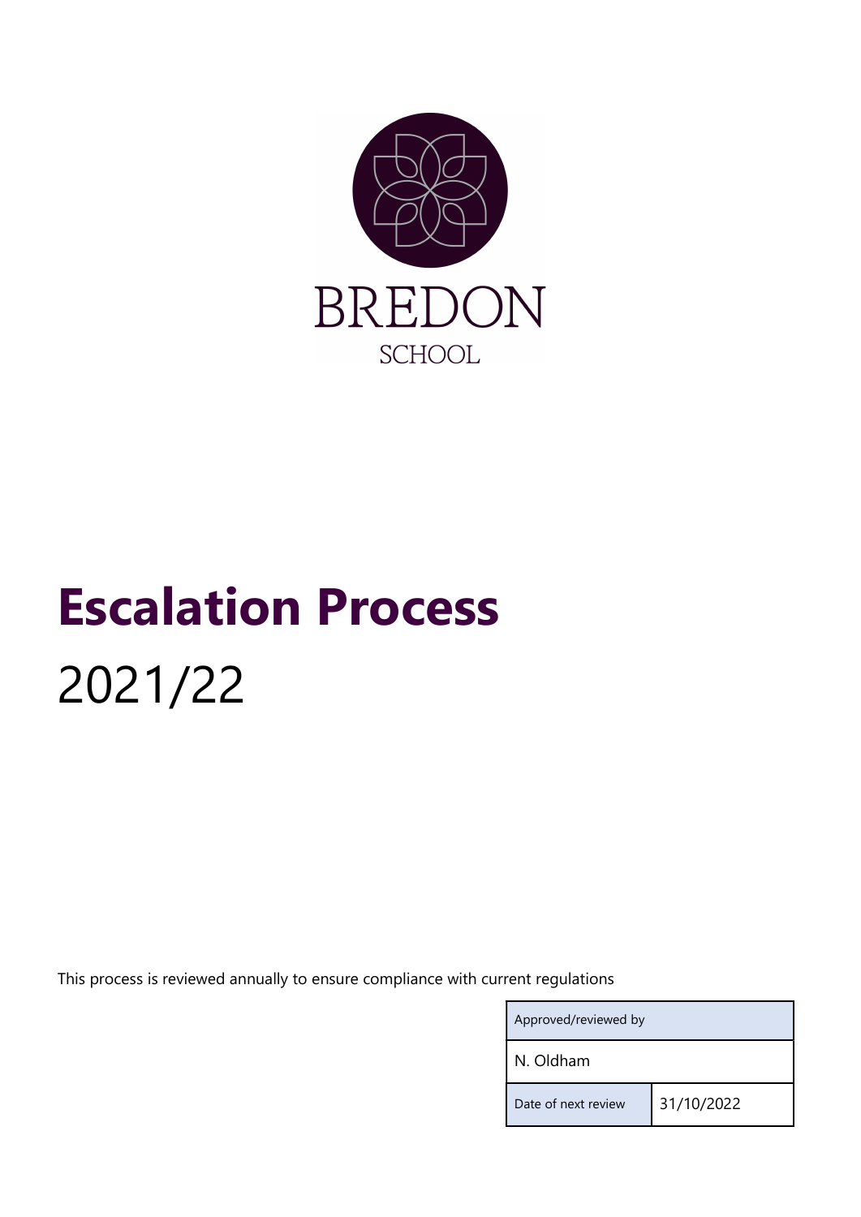BREDON

SCHOOL

# Escalation Process

2021/22

This process is reviewed annually to ensure compliance with current regulations

| Approved/reviewed by | |
|---|---|
| N. Oldham | |
| Date of next review | 31/10/2022 |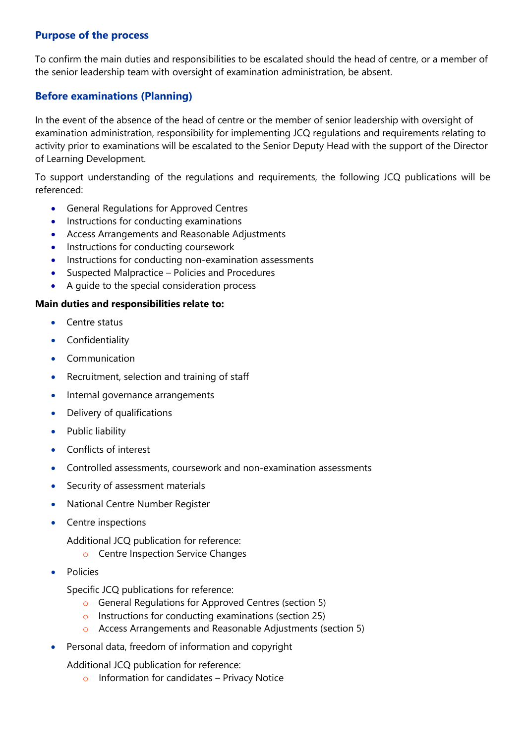## Purpose of the process

To confirm the main duties and responsibilities to be escalated should the head of centre, or a member of the senior leadership team with oversight of examination administration, be absent.

## Before examinations (Planning)

In the event of the absence of the head of centre or the member of senior leadership with oversight of examination administration, responsibility for implementing JCQ regulations and requirements relating to activity prior to examinations will be escalated to the Senior Deputy Head with the support of the Director of Learning Development.

To support understanding of the regulations and requirements, the following JCQ publications will be referenced:

- General Regulations for Approved Centres
- Instructions for conducting examinations
- Access Arrangements and Reasonable Adjustments
- Instructions for conducting coursework
- Instructions for conducting non-examination assessments
- Suspected Malpractice – Policies and Procedures
- A guide to the special consideration process

**Main duties and responsibilities relate to:**

- Centre status
- Confidentiality
- Communication
- Recruitment, selection and training of staff
- Internal governance arrangements
- Delivery of qualifications
- Public liability
- Conflicts of interest
- Controlled assessments, coursework and non-examination assessments
- Security of assessment materials
- National Centre Number Register
- Centre inspections

  Additional JCQ publication for reference:
  - Centre Inspection Service Changes
- Policies

  Specific JCQ publications for reference:
  - General Regulations for Approved Centres (section 5)
  - Instructions for conducting examinations (section 25)
  - Access Arrangements and Reasonable Adjustments (section 5)
- Personal data, freedom of information and copyright

  Additional JCQ publication for reference:
  - Information for candidates – Privacy Notice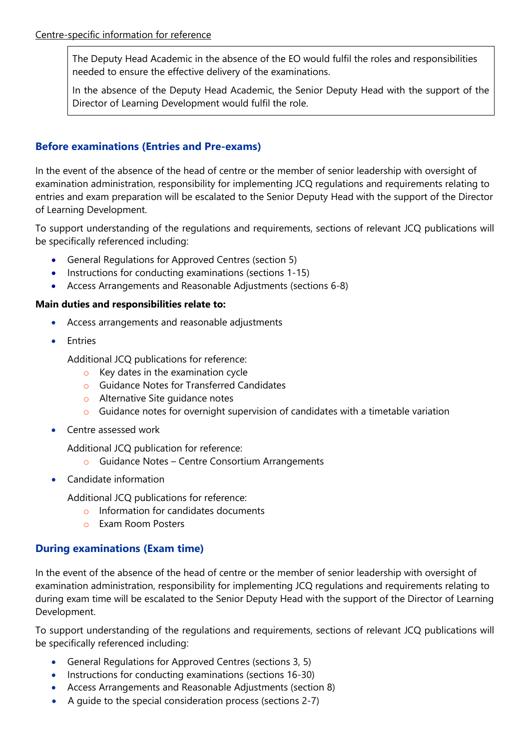Centre-specific information for reference

> The Deputy Head Academic in the absence of the EO would fulfil the roles and responsibilities needed to ensure the effective delivery of the examinations.
>
> In the absence of the Deputy Head Academic, the Senior Deputy Head with the support of the Director of Learning Development would fulfil the role.

## Before examinations (Entries and Pre-exams)

In the event of the absence of the head of centre or the member of senior leadership with oversight of examination administration, responsibility for implementing JCQ regulations and requirements relating to entries and exam preparation will be escalated to the Senior Deputy Head with the support of the Director of Learning Development.

To support understanding of the regulations and requirements, sections of relevant JCQ publications will be specifically referenced including:

- General Regulations for Approved Centres (section 5)
- Instructions for conducting examinations (sections 1-15)
- Access Arrangements and Reasonable Adjustments (sections 6-8)

**Main duties and responsibilities relate to:**

- Access arrangements and reasonable adjustments
- Entries

  Additional JCQ publications for reference:
  - Key dates in the examination cycle
  - Guidance Notes for Transferred Candidates
  - Alternative Site guidance notes
  - Guidance notes for overnight supervision of candidates with a timetable variation
- Centre assessed work

  Additional JCQ publication for reference:
  - Guidance Notes – Centre Consortium Arrangements
- Candidate information

  Additional JCQ publications for reference:
  - Information for candidates documents
  - Exam Room Posters

## During examinations (Exam time)

In the event of the absence of the head of centre or the member of senior leadership with oversight of examination administration, responsibility for implementing JCQ regulations and requirements relating to during exam time will be escalated to the Senior Deputy Head with the support of the Director of Learning Development.

To support understanding of the regulations and requirements, sections of relevant JCQ publications will be specifically referenced including:

- General Regulations for Approved Centres (sections 3, 5)
- Instructions for conducting examinations (sections 16-30)
- Access Arrangements and Reasonable Adjustments (section 8)
- A guide to the special consideration process (sections 2-7)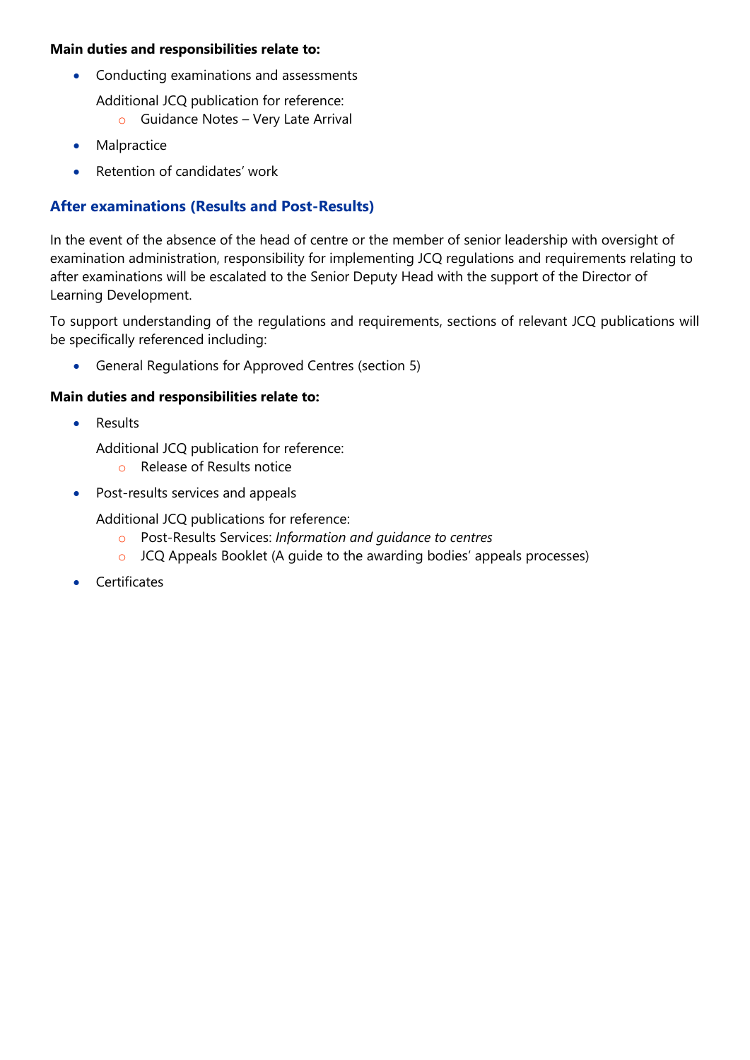**Main duties and responsibilities relate to:**

- Conducting examinations and assessments

  Additional JCQ publication for reference:
  - Guidance Notes – Very Late Arrival

- Malpractice
- Retention of candidates' work

## After examinations (Results and Post-Results)

In the event of the absence of the head of centre or the member of senior leadership with oversight of examination administration, responsibility for implementing JCQ regulations and requirements relating to after examinations will be escalated to the Senior Deputy Head with the support of the Director of Learning Development.

To support understanding of the regulations and requirements, sections of relevant JCQ publications will be specifically referenced including:

- General Regulations for Approved Centres (section 5)

**Main duties and responsibilities relate to:**

- Results

  Additional JCQ publication for reference:
  - Release of Results notice

- Post-results services and appeals

  Additional JCQ publications for reference:
  - Post-Results Services: *Information and guidance to centres*
  - JCQ Appeals Booklet (A guide to the awarding bodies' appeals processes)

- Certificates